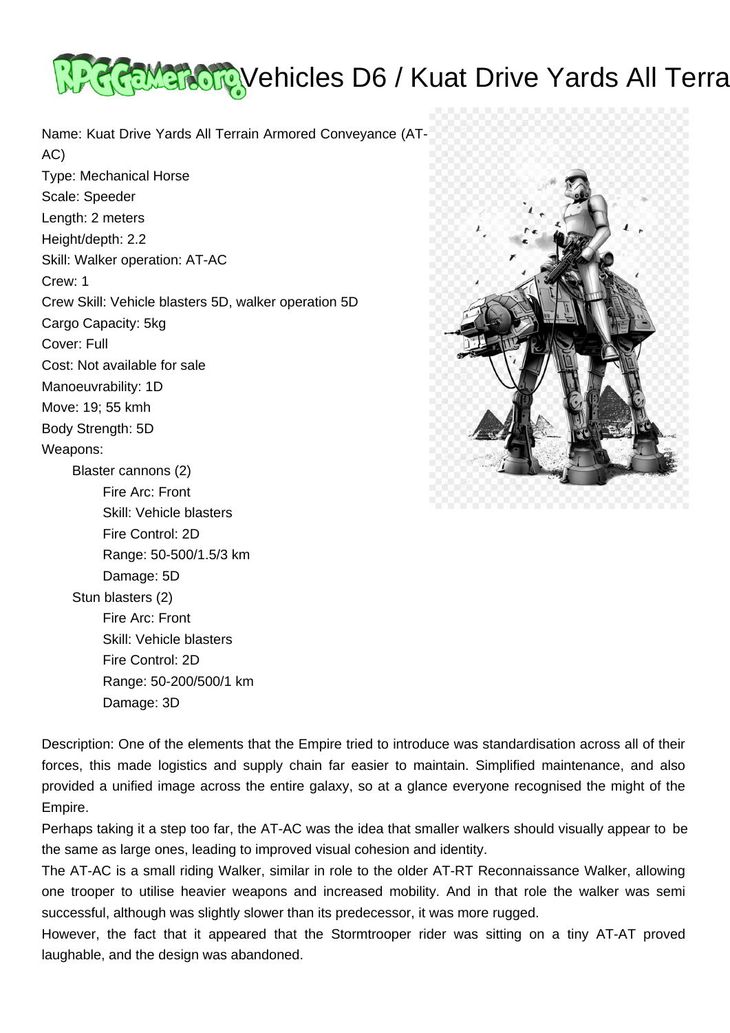# Vehicles D6 / Kuat Drive Yards All Terrain Armored Conveyance (AT-AC)

Name: Kuat Drive Yards All Terrain Armored Conveyance (AT-AC)
Type: Mechanical Horse
Scale: Speeder
Length: 2 meters
Height/depth: 2.2
Skill: Walker operation: AT-AC
Crew: 1
Crew Skill: Vehicle blasters 5D, walker operation 5D
Cargo Capacity: 5kg
Cover: Full
Cost: Not available for sale
Manoeuvrability: 1D
Move: 19; 55 kmh
Body Strength: 5D
Weapons:

- Blaster cannons (2)
  - Fire Arc: Front
  - Skill: Vehicle blasters
  - Fire Control: 2D
  - Range: 50-500/1.5/3 km
  - Damage: 5D
- Stun blasters (2)
  - Fire Arc: Front
  - Skill: Vehicle blasters
  - Fire Control: 2D
  - Range: 50-200/500/1 km
  - Damage: 3D

Description: One of the elements that the Empire tried to introduce was standardisation across all of their forces, this made logistics and supply chain far easier to maintain. Simplified maintenance, and also provided a unified image across the entire galaxy, so at a glance everyone recognised the might of the Empire.

Perhaps taking it a step too far, the AT-AC was the idea that smaller walkers should visually appear to be the same as large ones, leading to improved visual cohesion and identity.

The AT-AC is a small riding Walker, similar in role to the older AT-RT Reconnaissance Walker, allowing one trooper to utilise heavier weapons and increased mobility. And in that role the walker was semi successful, although was slightly slower than its predecessor, it was more rugged.

However, the fact that it appeared that the Stormtrooper rider was sitting on a tiny AT-AT proved laughable, and the design was abandoned.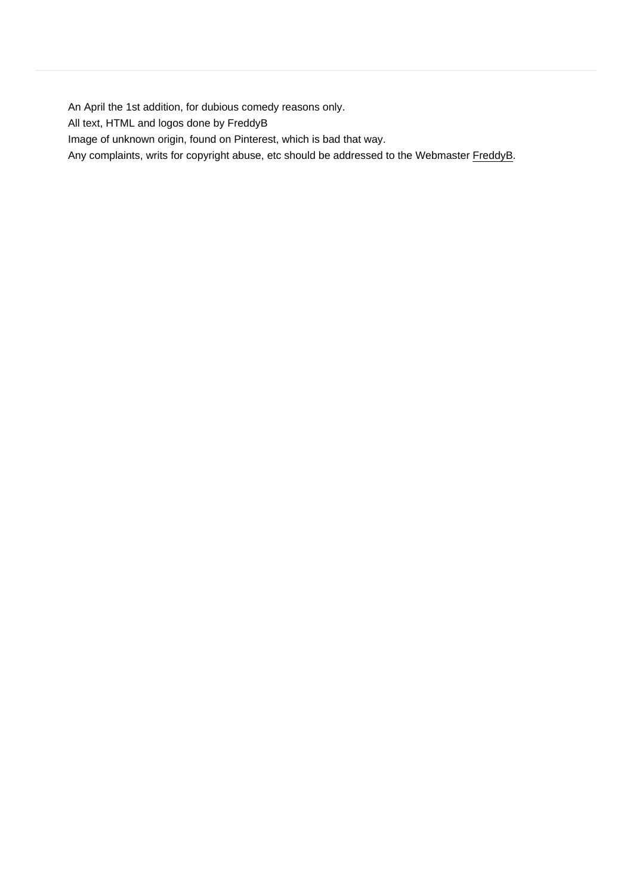An April the 1st addition, for dubious comedy reasons only.

All text, HTML and logos done by FreddyB

Image of unknown origin, found on Pinterest, which is bad that way.

Any complaints, writs for copyright abuse, etc should be addressed to the Webmaster FreddyB.